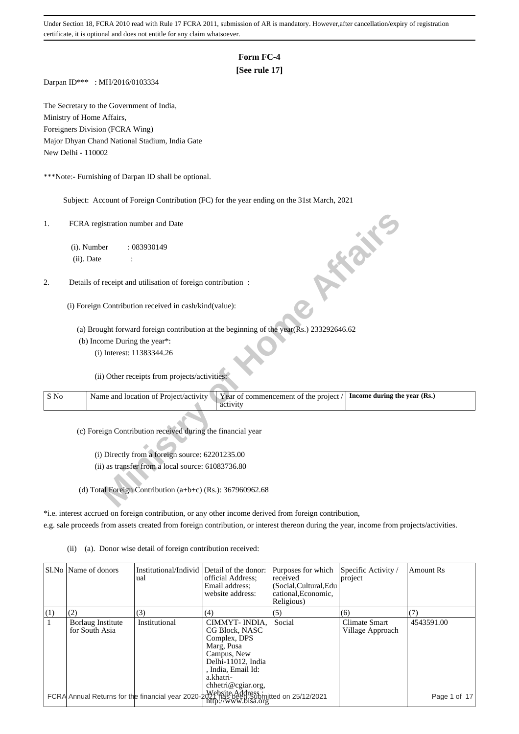Under Section 18, FCRA 2010 read with Rule 17 FCRA 2011, submission of AR is mandatory. However,after cancellation/expiry of registration certificate, it is optional and does not entitle for any claim whatsoever.

# Form FC-4

**[See rule 17]**

Darpan ID*** : MH/2016/0103334

The Secretary to the Government of India,
Ministry of Home Affairs,
Foreigners Division (FCRA Wing)
Major Dhyan Chand National Stadium, India Gate
New Delhi - 110002

***Note:- Furnishing of Darpan ID shall be optional.

Subject: Account of Foreign Contribution (FC) for the year ending on the 31st March, 2021

1. FCRA registration number and Date

   (i). Number : 083930149

   (ii). Date :

2. Details of receipt and utilisation of foreign contribution :

   (i) Foreign Contribution received in cash/kind(value):

   (a) Brought forward foreign contribution at the beginning of the year(Rs.) 233292646.62

   (b) Income During the year*:

   (i) Interest: 11383344.26

   (ii) Other receipts from projects/activities:

| S No | Name and location of Project/activity | Year of commencement of the project / activity | Income during the year (Rs.) |
|---|---|---|---|

   (c) Foreign Contribution received during the financial year

   (i) Directly from a foreign source: 62201235.00

   (ii) as transfer from a local source: 61083736.80

   (d) Total Foreign Contribution (a+b+c) (Rs.): 367960962.68

*i.e. interest accrued on foreign contribution, or any other income derived from foreign contribution, e.g. sale proceeds from assets created from foreign contribution, or interest thereon during the year, income from projects/activities.

(ii) (a). Donor wise detail of foreign contribution received:

| Sl.No | Name of donors | Institutional/Individual | Detail of the donor: official Address; Email address; website address: | Purposes for which received (Social,Cultural,Educational,Economic, Religious) | Specific Activity / project | Amount Rs |
|---|---|---|---|---|---|---|
| (1) | (2) | (3) | (4) | (5) | (6) | (7) |
| 1 | Borlaug Institute for South Asia | Institutional | CIMMYT- INDIA, CG Block, NASC Complex, DPS Marg, Pusa Campus, New Delhi-11012, India , India, Email Id: a.khatri-chhetri@cgiar.org, Website Address : http://www.bisa.org | Social | Climate Smart Village Approach | 4543591.00 |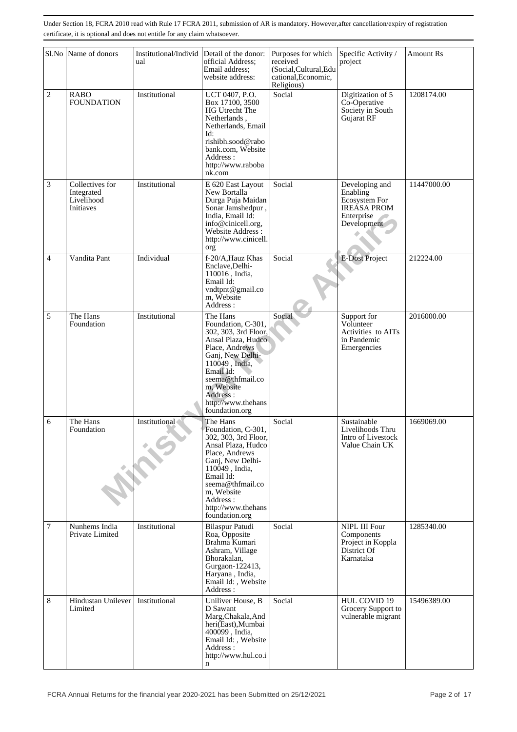Under Section 18, FCRA 2010 read with Rule 17 FCRA 2011, submission of AR is mandatory. However,after cancellation/expiry of registration certificate, it is optional and does not entitle for any claim whatsoever.

| Sl.No | Name of donors | Institutional/Individual | Detail of the donor: official Address; Email address; website address: | Purposes for which received (Social,Cultural,Educational,Economic, Religious) | Specific Activity / project | Amount Rs |
|---|---|---|---|---|---|---|
| 2 | RABO FOUNDATION | Institutional | UCT 0407, P.O. Box 17100, 3500 HG Utrecht The Netherlands , Netherlands, Email Id: rishibh.sood@rabobank.com, Website Address : http://www.rabobank.com | Social | Digitization of 5 Co-Operative Society in South Gujarat RF | 1208174.00 |
| 3 | Collectives for Integrated Livelihood Initiaves | Institutional | E 620 East Layout New Bortalla Durga Puja Maidan Sonar Jamshedpur , India, Email Id: info@cinicell.org, Website Address : http://www.cinicell.org | Social | Developing and Enabling Ecosystem For IREASA PROM Enterprise Development | 11447000.00 |
| 4 | Vandita Pant | Individual | f-20/A,Hauz Khas Enclave,Delhi-110016 , India, Email Id: vndtpnt@gmail.com, Website Address : | Social | E-Dost Project | 212224.00 |
| 5 | The Hans Foundation | Institutional | The Hans Foundation, C-301, 302, 303, 3rd Floor, Ansal Plaza, Hudco Place, Andrews Ganj, New Delhi-110049 , India, Email Id: seema@thfmail.com, Website Address : http://www.thehansfoundation.org | Social | Support for Volunteer Activities to AITs in Pandemic Emergencies | 2016000.00 |
| 6 | The Hans Foundation | Institutional | The Hans Foundation, C-301, 302, 303, 3rd Floor, Ansal Plaza, Hudco Place, Andrews Ganj, New Delhi-110049 , India, Email Id: seema@thfmail.com, Website Address : http://www.thehansfoundation.org | Social | Sustainable Livelihoods Thru Intro of Livestock Value Chain UK | 1669069.00 |
| 7 | Nunhems India Private Limited | Institutional | Bilaspur Patudi Roa, Opposite Brahma Kumari Ashram, Village Bhorakalan, Gurgaon-122413, Haryana , India, Email Id: , Website Address : | Social | NIPL III Four Components Project in Koppla District Of Karnataka | 1285340.00 |
| 8 | Hindustan Unilever Limited | Institutional | Uniliver House, B D Sawant Marg,Chakala,Andheri(East),Mumbai 400099 , India, Email Id: , Website Address : http://www.hul.co.in | Social | HUL COVID 19 Grocery Support to vulnerable migrant | 15496389.00 |

FCRA Annual Returns for the financial year 2020-2021 has been Submitted on 25/12/2021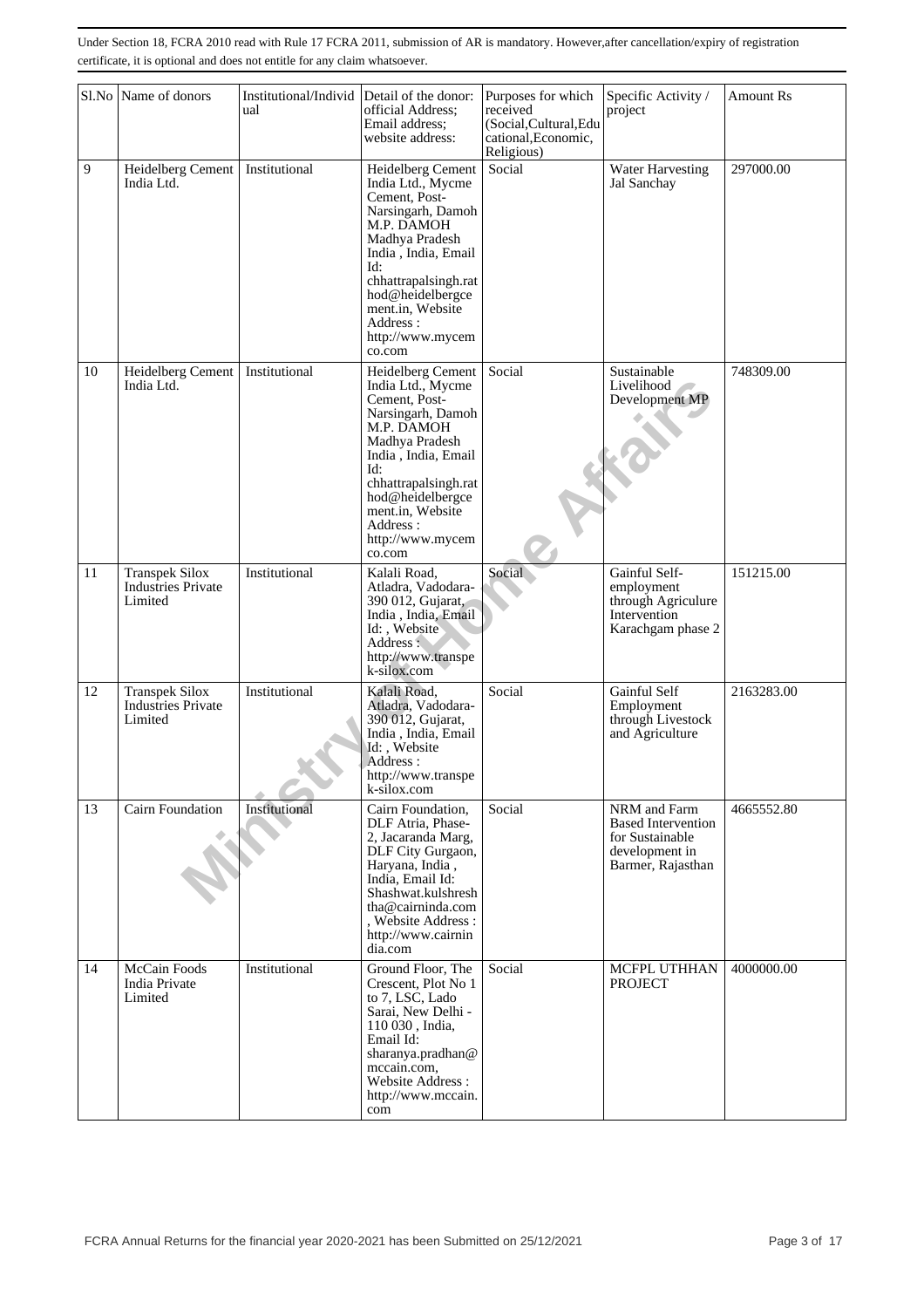Under Section 18, FCRA 2010 read with Rule 17 FCRA 2011, submission of AR is mandatory. However,after cancellation/expiry of registration certificate, it is optional and does not entitle for any claim whatsoever.

| Sl.No | Name of donors | Institutional/Individual | Detail of the donor: official Address; Email address; website address: | Purposes for which received (Social,Cultural,Educational,Economic, Religious) | Specific Activity / project | Amount Rs |
|---|---|---|---|---|---|---|
| 9 | Heidelberg Cement India Ltd. | Institutional | Heidelberg Cement India Ltd., Mycme Cement, Post-Narsingarh, Damoh M.P. DAMOH Madhya Pradesh India , India, Email Id: chhattrapalsingh.rathod@heidelbergcement.in, Website Address : http://www.mycemco.com | Social | Water Harvesting Jal Sanchay | 297000.00 |
| 10 | Heidelberg Cement India Ltd. | Institutional | Heidelberg Cement India Ltd., Mycme Cement, Post-Narsingarh, Damoh M.P. DAMOH Madhya Pradesh India , India, Email Id: chhattrapalsingh.rathod@heidelbergcement.in, Website Address : http://www.mycemco.com | Social | Sustainable Livelihood Development MP | 748309.00 |
| 11 | Transpek Silox Industries Private Limited | Institutional | Kalali Road, Atladra, Vadodara-390 012, Gujarat, India , India, Email Id: , Website Address : http://www.transpek-silox.com | Social | Gainful Self-employment through Agriculture Intervention Karachgam phase 2 | 151215.00 |
| 12 | Transpek Silox Industries Private Limited | Institutional | Kalali Road, Atladra, Vadodara-390 012, Gujarat, India , India, Email Id: , Website Address : http://www.transpek-silox.com | Social | Gainful Self Employment through Livestock and Agriculture | 2163283.00 |
| 13 | Cairn Foundation | Institutional | Cairn Foundation, DLF Atria, Phase-2, Jacaranda Marg, DLF City Gurgaon, Haryana, India , India, Email Id: Shashwat.kulshreshtha@cairninda.com , Website Address : http://www.cairnindia.com | Social | NRM and Farm Based Intervention for Sustainable development in Barmer, Rajasthan | 4665552.80 |
| 14 | McCain Foods India Private Limited | Institutional | Ground Floor, The Crescent, Plot No 1 to 7, LSC, Lado Sarai, New Delhi - 110 030 , India, Email Id: sharanya.pradhan@mccain.com, Website Address : http://www.mccain.com | Social | MCFPL UTHHAN PROJECT | 4000000.00 |

FCRA Annual Returns for the financial year 2020-2021 has been Submitted on 25/12/2021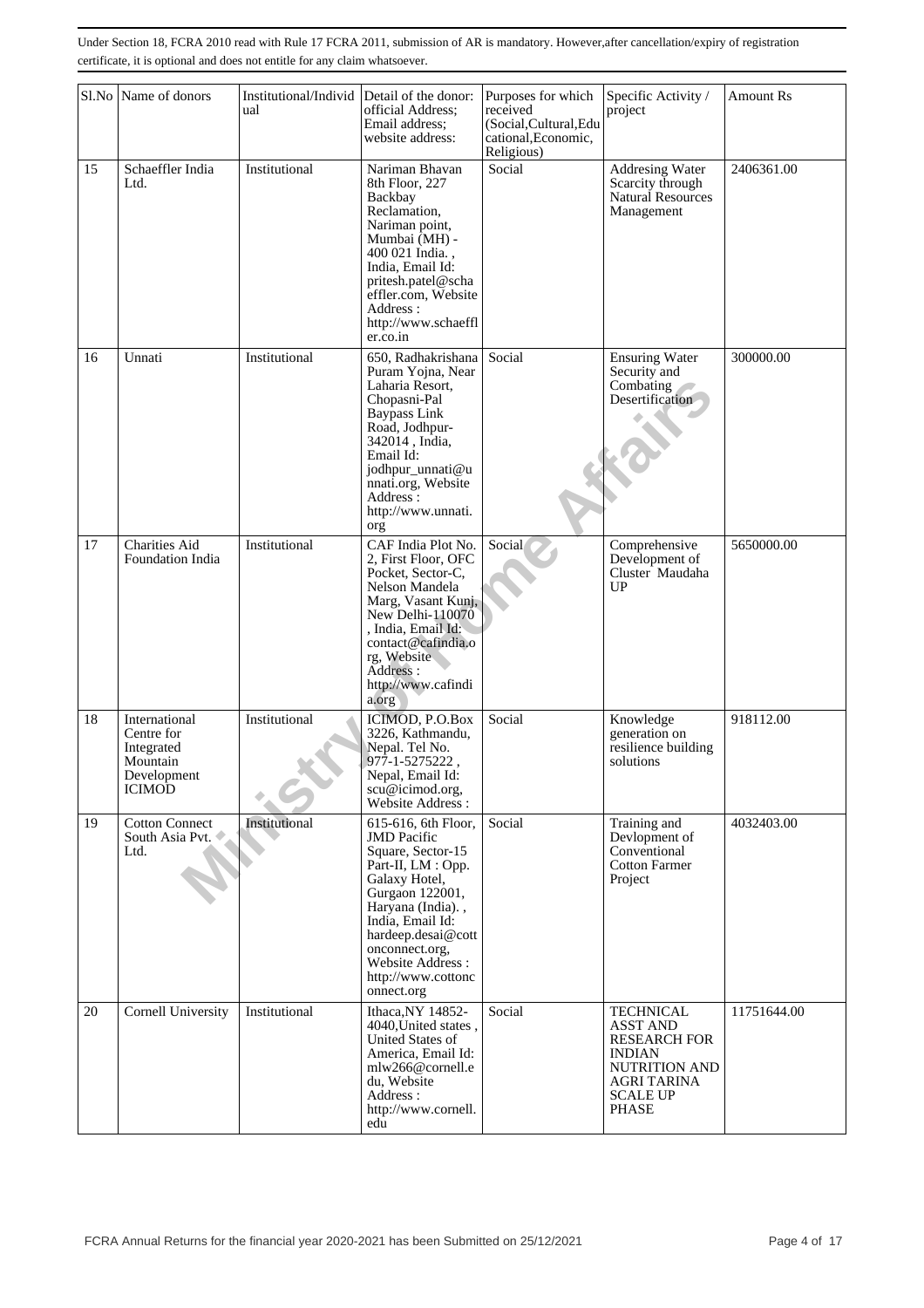Under Section 18, FCRA 2010 read with Rule 17 FCRA 2011, submission of AR is mandatory. However,after cancellation/expiry of registration certificate, it is optional and does not entitle for any claim whatsoever.

| Sl.No | Name of donors | Institutional/Individual | Detail of the donor: official Address; Email address; website address: | Purposes for which received (Social,Cultural,Educational,Economic, Religious) | Specific Activity / project | Amount Rs |
|---|---|---|---|---|---|---|
| 15 | Schaeffler India Ltd. | Institutional | Nariman Bhavan 8th Floor, 227 Backbay Reclamation, Nariman point, Mumbai (MH) - 400 021 India. , India, Email Id: pritesh.patel@schaeffler.com, Website Address : http://www.schaeffler.co.in | Social | Addresing Water Scarcity through Natural Resources Management | 2406361.00 |
| 16 | Unnati | Institutional | 650, Radhakrishana Puram Yojna, Near Laharia Resort, Chopasni-Pal Baypass Link Road, Jodhpur-342014 , India, Email Id: jodhpur_unnati@unnati.org, Website Address : http://www.unnati.org | Social | Ensuring Water Security and Combating Desertification | 300000.00 |
| 17 | Charities Aid Foundation India | Institutional | CAF India Plot No. 2, First Floor, OFC Pocket, Sector-C, Nelson Mandela Marg, Vasant Kunj, New Delhi-110070 , India, Email Id: contact@cafindia.org, Website Address : http://www.cafindia.org | Social | Comprehensive Development of Cluster Maudaha UP | 5650000.00 |
| 18 | International Centre for Integrated Mountain Development ICIMOD | Institutional | ICIMOD, P.O.Box 3226, Kathmandu, Nepal. Tel No. 977-1-5275222 , Nepal, Email Id: scu@icimod.org, Website Address : | Social | Knowledge generation on resilience building solutions | 918112.00 |
| 19 | Cotton Connect South Asia Pvt. Ltd. | Institutional | 615-616, 6th Floor, JMD Pacific Square, Sector-15 Part-II, LM : Opp. Galaxy Hotel, Gurgaon 122001, Haryana (India). , India, Email Id: hardeep.desai@cottonconnect.org, Website Address : http://www.cottonconnect.org | Social | Training and Devlopment of Conventional Cotton Farmer Project | 4032403.00 |
| 20 | Cornell University | Institutional | Ithaca,NY 14852-4040,United states , United States of America, Email Id: mlw266@cornell.edu, Website Address : http://www.cornell.edu | Social | TECHNICAL ASST AND RESEARCH FOR INDIAN NUTRITION AND AGRI TARINA SCALE UP PHASE | 11751644.00 |

FCRA Annual Returns for the financial year 2020-2021 has been Submitted on 25/12/2021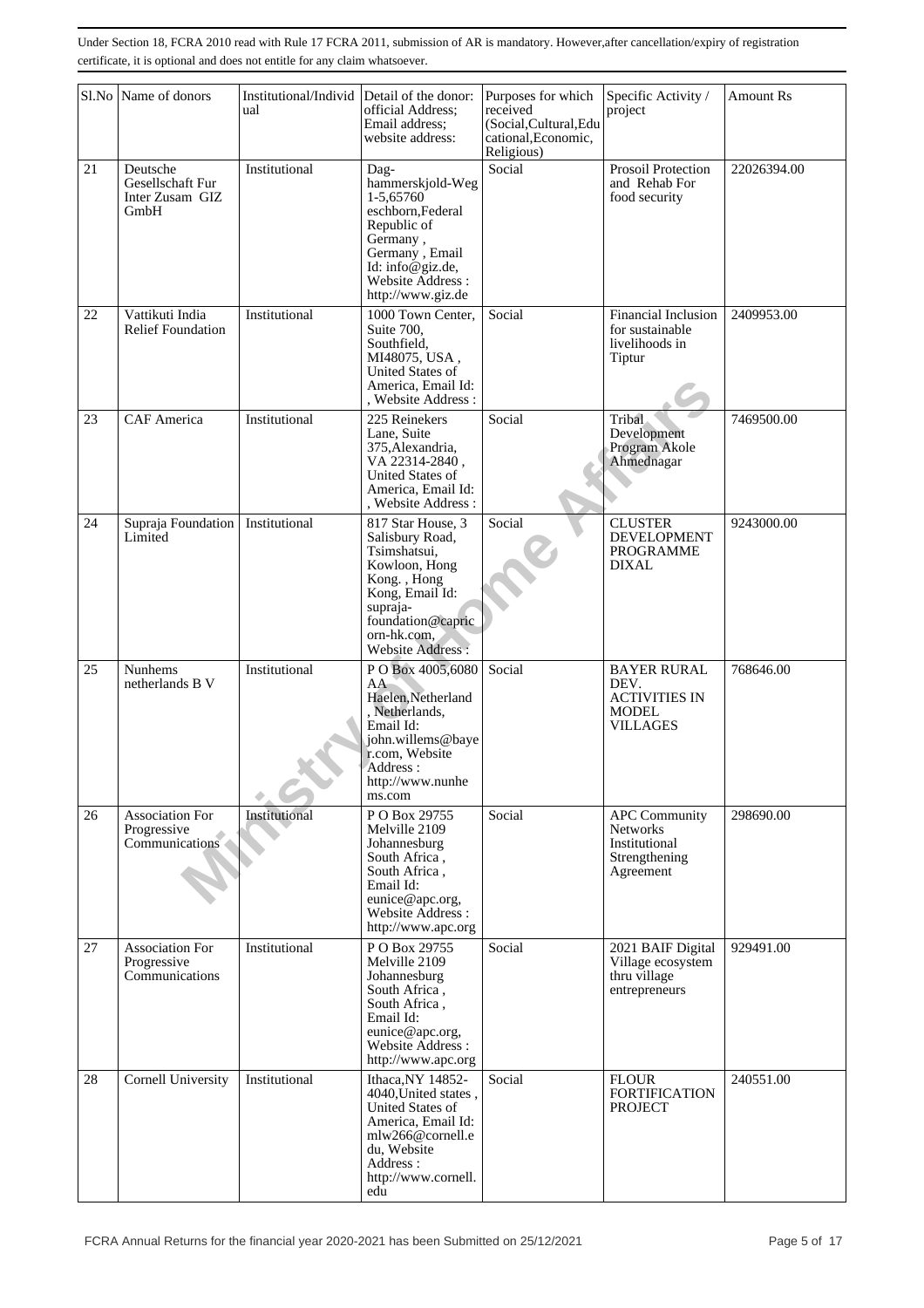Under Section 18, FCRA 2010 read with Rule 17 FCRA 2011, submission of AR is mandatory. However,after cancellation/expiry of registration certificate, it is optional and does not entitle for any claim whatsoever.

| Sl.No | Name of donors | Institutional/Individual | Detail of the donor: official Address; Email address; website address: | Purposes for which received (Social,Cultural,Educational,Economic, Religious) | Specific Activity / project | Amount Rs |
|---|---|---|---|---|---|---|
| 21 | Deutsche Gesellschaft Fur Inter Zusam GIZ GmbH | Institutional | Dag-hammerskjold-Weg 1-5,65760 eschborn,Federal Republic of Germany , Germany , Email Id: info@giz.de, Website Address : http://www.giz.de | Social | Prosoil Protection and Rehab For food security | 22026394.00 |
| 22 | Vattikuti India Relief Foundation | Institutional | 1000 Town Center, Suite 700, Southfield, MI48075, USA , United States of America, Email Id: , Website Address : | Social | Financial Inclusion for sustainable livelihoods in Tiptur | 2409953.00 |
| 23 | CAF America | Institutional | 225 Reinekers Lane, Suite 375,Alexandria, VA 22314-2840 , United States of America, Email Id: , Website Address : | Social | Tribal Development Program Akole Ahmednagar | 7469500.00 |
| 24 | Supraja Foundation Limited | Institutional | 817 Star House, 3 Salisbury Road, Tsimshatsui, Kowloon, Hong Kong. , Hong Kong, Email Id: supraja-foundation@capricorn-hk.com, Website Address : | Social | CLUSTER DEVELOPMENT PROGRAMME DIXAL | 9243000.00 |
| 25 | Nunhems netherlands B V | Institutional | P O Box 4005,6080 AA Haelen,Netherland , Netherlands, Email Id: john.willems@bayer.com, Website Address : http://www.nunhems.com | Social | BAYER RURAL DEV. ACTIVITIES IN MODEL VILLAGES | 768646.00 |
| 26 | Association For Progressive Communications | Institutional | P O Box 29755 Melville 2109 Johannesburg South Africa , South Africa , Email Id: eunice@apc.org, Website Address : http://www.apc.org | Social | APC Community Networks Institutional Strengthening Agreement | 298690.00 |
| 27 | Association For Progressive Communications | Institutional | P O Box 29755 Melville 2109 Johannesburg South Africa , South Africa , Email Id: eunice@apc.org, Website Address : http://www.apc.org | Social | 2021 BAIF Digital Village ecosystem thru village entrepreneurs | 929491.00 |
| 28 | Cornell University | Institutional | Ithaca,NY 14852-4040,United states , United States of America, Email Id: mlw266@cornell.edu, Website Address : http://www.cornell.edu | Social | FLOUR FORTIFICATION PROJECT | 240551.00 |

FCRA Annual Returns for the financial year 2020-2021 has been Submitted on 25/12/2021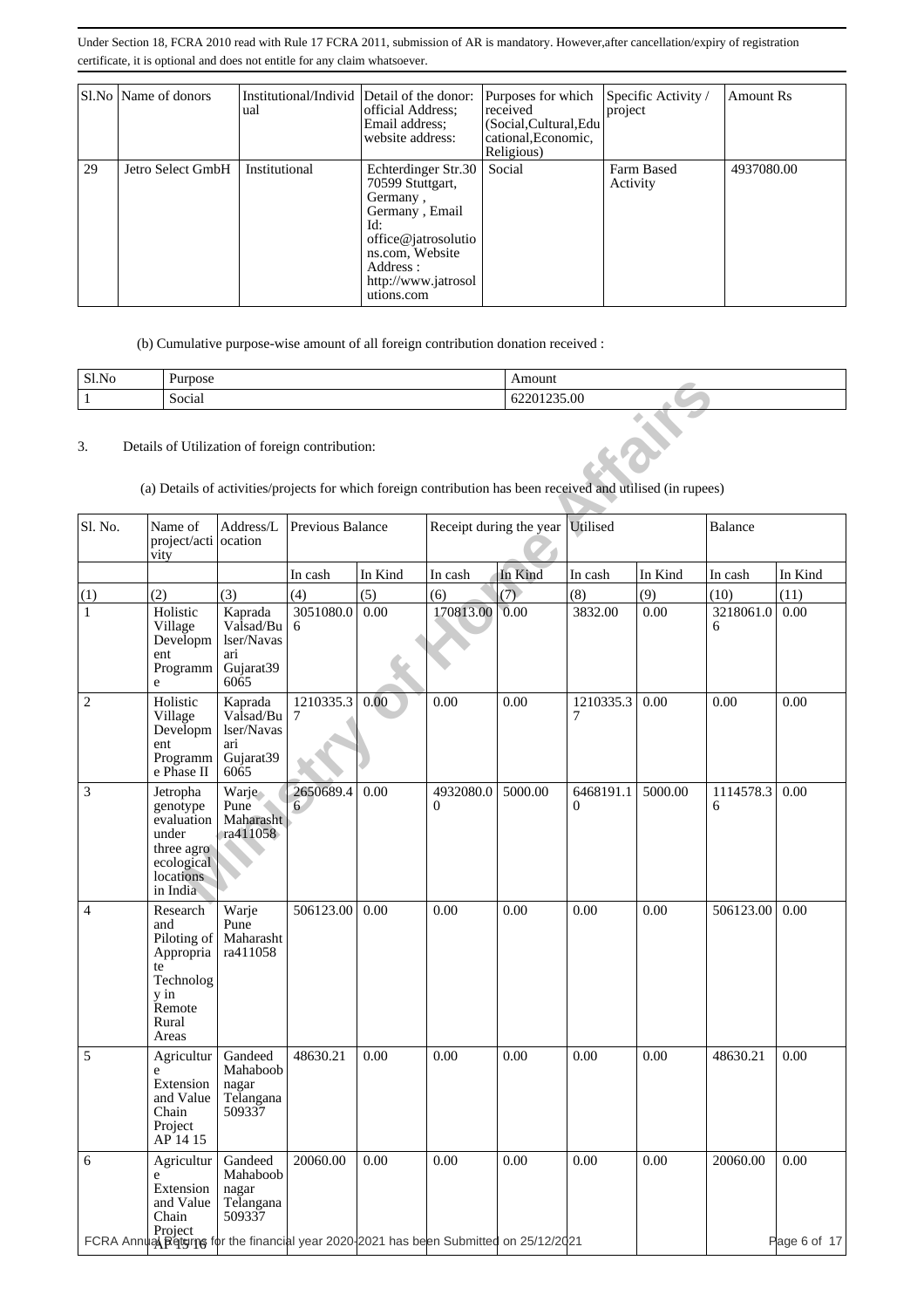Under Section 18, FCRA 2010 read with Rule 17 FCRA 2011, submission of AR is mandatory. However,after cancellation/expiry of registration certificate, it is optional and does not entitle for any claim whatsoever.

| Sl.No | Name of donors | Institutional/Individual | Detail of the donor: official Address; Email address; website address: | Purposes for which received (Social,Cultural,Educational,Economic, Religious) | Specific Activity / project | Amount Rs |
|---|---|---|---|---|---|---|
| 29 | Jetro Select GmbH | Institutional | Echterdinger Str.30 70599 Stuttgart, Germany , Germany , Email Id: office@jatrosolutions.com, Website Address : http://www.jatrosolutions.com | Social | Farm Based Activity | 4937080.00 |

(b) Cumulative purpose-wise amount of all foreign contribution donation received :

| Sl.No | Purpose | Amount |
|---|---|---|
| 1 | Social | 62201235.00 |

3. Details of Utilization of foreign contribution:

(a) Details of activities/projects for which foreign contribution has been received and utilised (in rupees)

| Sl. No. | Name of project/activity | Address/Location | Previous Balance | | Receipt during the year | | Utilised | | Balance | |
|---|---|---|---|---|---|---|---|---|---|---|
| | | | In cash | In Kind | In cash | In Kind | In cash | In Kind | In cash | In Kind |
| (1) | (2) | (3) | (4) | (5) | (6) | (7) | (8) | (9) | (10) | (11) |
| 1 | Holistic Village Development Programme | Kaprada Valsad/Bulser/Navasari Gujarat396065 | 3051080.06 | 0.00 | 170813.00 | 0.00 | 3832.00 | 0.00 | 3218061.06 | 0.00 |
| 2 | Holistic Village Development Programme Phase II | Kaprada Valsad/Bulser/Navasari Gujarat396065 | 1210335.37 | 0.00 | 0.00 | 0.00 | 1210335.37 | 0.00 | 0.00 | 0.00 |
| 3 | Jetropha genotype evaluation under three agro ecological locations in India | Warje Pune Maharashtra411058 | 2650689.46 | 0.00 | 4932080.00 | 5000.00 | 6468191.10 | 5000.00 | 1114578.36 | 0.00 |
| 4 | Research and Piloting of Appropriate Technology in Remote Rural Areas | Warje Pune Maharashtra411058 | 506123.00 | 0.00 | 0.00 | 0.00 | 0.00 | 0.00 | 506123.00 | 0.00 |
| 5 | Agriculture Extension and Value Chain Project AP 14 15 | Gandeed Mahaboobnagar Telangana509337 | 48630.21 | 0.00 | 0.00 | 0.00 | 0.00 | 0.00 | 48630.21 | 0.00 |
| 6 | Agriculture Extension and Value Chain Project AP 15 16 | Gandeed Mahaboobnagar Telangana509337 | 20060.00 | 0.00 | 0.00 | 0.00 | 0.00 | 0.00 | 20060.00 | 0.00 |

FCRA Annual Returns for the financial year 2020-2021 has been Submitted on 25/12/2021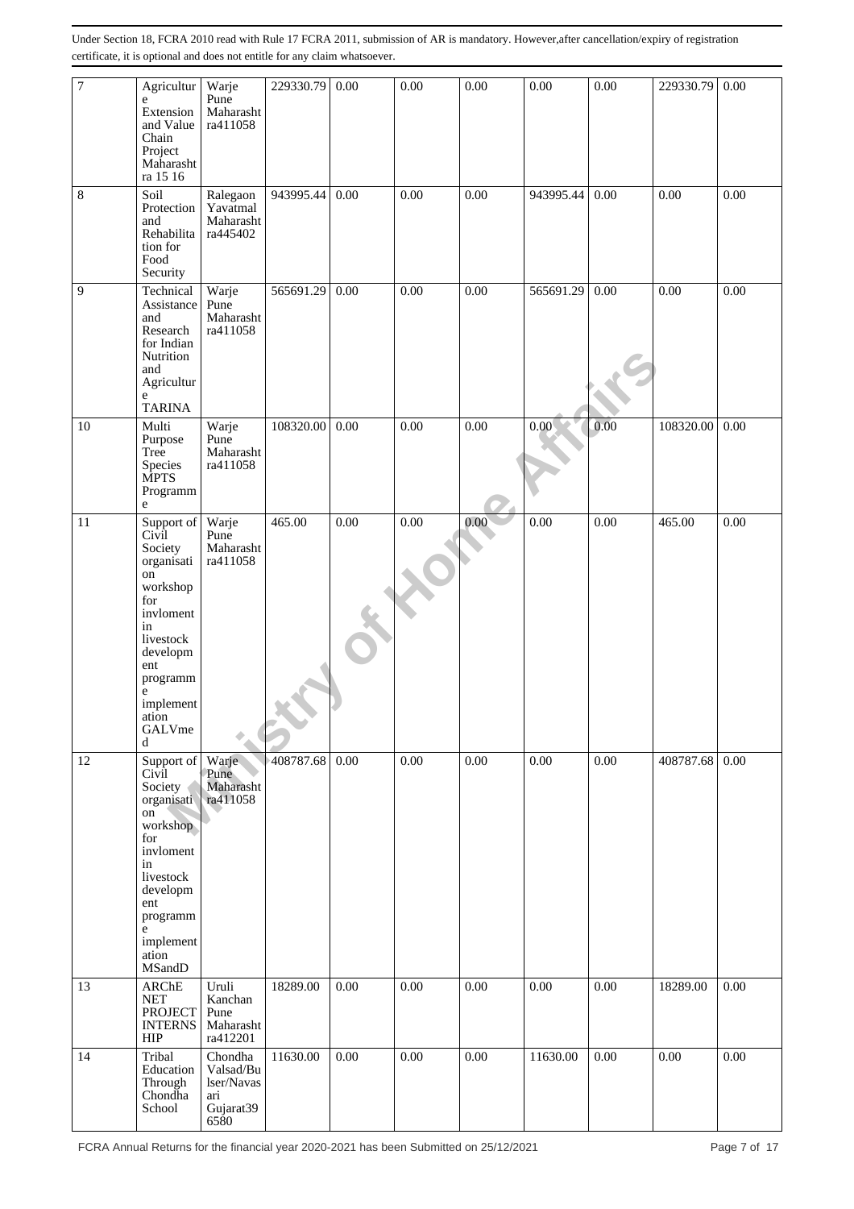Under Section 18, FCRA 2010 read with Rule 17 FCRA 2011, submission of AR is mandatory. However,after cancellation/expiry of registration certificate, it is optional and does not entitle for any claim whatsoever.

| | | | | | | | | | | |
|---|---|---|---|---|---|---|---|---|---|---|
| 7 | Agriculture Extension and Value Chain Project Maharashtra 15 16 | Warje Pune Maharashtra411058 | 229330.79 | 0.00 | 0.00 | 0.00 | 0.00 | 0.00 | 229330.79 | 0.00 |
| 8 | Soil Protection and Rehabilitation for Food Security | Ralegaon Yavatmal Maharashtra445402 | 943995.44 | 0.00 | 0.00 | 0.00 | 943995.44 | 0.00 | 0.00 | 0.00 |
| 9 | Technical Assistance and Research for Indian Nutrition and Agriculture TARINA | Warje Pune Maharashtra411058 | 565691.29 | 0.00 | 0.00 | 0.00 | 565691.29 | 0.00 | 0.00 | 0.00 |
| 10 | Multi Purpose Tree Species MPTS Programme | Warje Pune Maharashtra411058 | 108320.00 | 0.00 | 0.00 | 0.00 | 0.00 | 0.00 | 108320.00 | 0.00 |
| 11 | Support of Civil Society organisation workshop for invloment in livestock development programme implementation GALVmed | Warje Pune Maharashtra411058 | 465.00 | 0.00 | 0.00 | 0.00 | 0.00 | 0.00 | 465.00 | 0.00 |
| 12 | Support of Civil Society organisation workshop for invloment in livestock development programme implementation MSandD | Warje Pune Maharashtra411058 | 408787.68 | 0.00 | 0.00 | 0.00 | 0.00 | 0.00 | 408787.68 | 0.00 |
| 13 | ARChE NET PROJECT INTERNSHIP | Uruli Kanchan Pune Maharashtra412201 | 18289.00 | 0.00 | 0.00 | 0.00 | 0.00 | 0.00 | 18289.00 | 0.00 |
| 14 | Tribal Education Through Chondha School | Chondha Valsad/Bulser/Navasari Gujarat396580 | 11630.00 | 0.00 | 0.00 | 0.00 | 11630.00 | 0.00 | 0.00 | 0.00 |

FCRA Annual Returns for the financial year 2020-2021 has been Submitted on 25/12/2021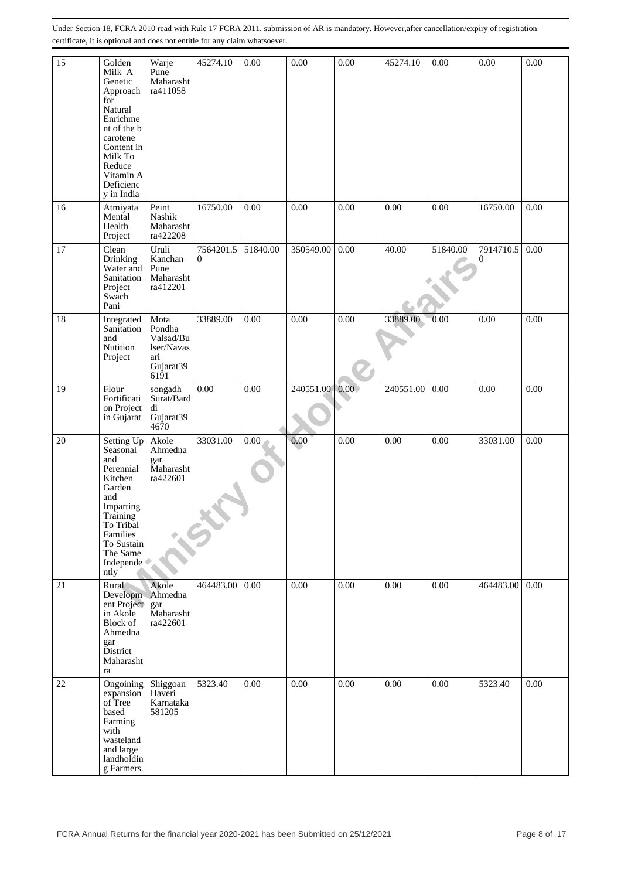Under Section 18, FCRA 2010 read with Rule 17 FCRA 2011, submission of AR is mandatory. However,after cancellation/expiry of registration certificate, it is optional and does not entitle for any claim whatsoever.

| | | | | | | | | | | |
|---|---|---|---|---|---|---|---|---|---|---|
| 15 | Golden Milk A Genetic Approach for Natural Enrichment of the b carotene Content in Milk To Reduce Vitamin A Deficiency in India | Warje Pune Maharashtra411058 | 45274.10 | 0.00 | 0.00 | 0.00 | 45274.10 | 0.00 | 0.00 | 0.00 |
| 16 | Atmiyata Mental Health Project | Peint Nashik Maharashtra422208 | 16750.00 | 0.00 | 0.00 | 0.00 | 0.00 | 0.00 | 16750.00 | 0.00 |
| 17 | Clean Drinking Water and Sanitation Project Swach Pani | Uruli Kanchan Pune Maharashtra412201 | 7564201.50 | 51840.00 | 350549.00 | 0.00 | 40.00 | 51840.00 | 7914710.50 | 0.00 |
| 18 | Integrated Sanitation and Nutition Project | Mota Pondha Valsad/Bulser/Navasari Gujarat396191 | 33889.00 | 0.00 | 0.00 | 0.00 | 33889.00 | 0.00 | 0.00 | 0.00 |
| 19 | Flour Fortification Project in Gujarat | songadh Surat/Bardi Gujarat394670 | 0.00 | 0.00 | 240551.00 | 0.00 | 240551.00 | 0.00 | 0.00 | 0.00 |
| 20 | Setting Up Seasonal and Perennial Kitchen Garden and Imparting Training To Tribal Families To Sustain The Same Independently | Akole Ahmednagar Maharashtra422601 | 33031.00 | 0.00 | 0.00 | 0.00 | 0.00 | 0.00 | 33031.00 | 0.00 |
| 21 | Rural Development Project in Akole Block of Ahmednagar District Maharashtra | Akole Ahmednagar Maharashtra422601 | 464483.00 | 0.00 | 0.00 | 0.00 | 0.00 | 0.00 | 464483.00 | 0.00 |
| 22 | Ongoining expansion of Tree based Farming with wasteland and large landholding Farmers. | Shiggoan Haveri Karnataka 581205 | 5323.40 | 0.00 | 0.00 | 0.00 | 0.00 | 0.00 | 5323.40 | 0.00 |

FCRA Annual Returns for the financial year 2020-2021 has been Submitted on 25/12/2021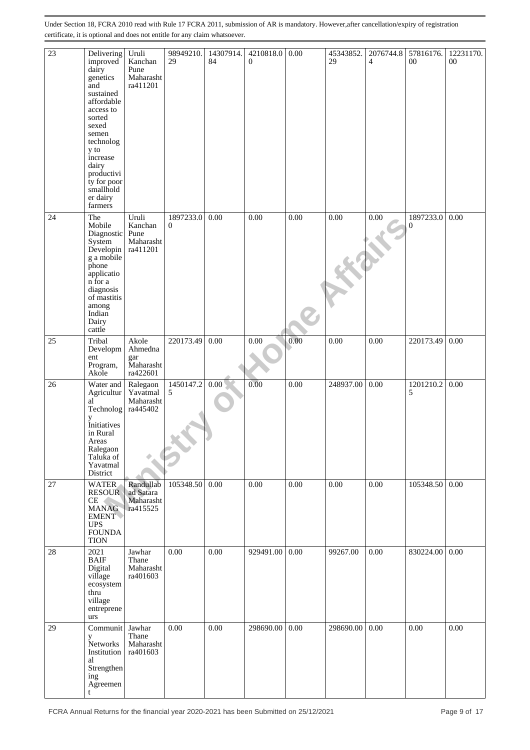Under Section 18, FCRA 2010 read with Rule 17 FCRA 2011, submission of AR is mandatory. However,after cancellation/expiry of registration certificate, it is optional and does not entitle for any claim whatsoever.

| | | | | | | | | | | |
|---|---|---|---|---|---|---|---|---|---|---|
| 23 | Delivering improved dairy genetics and sustained affordable access to sorted sexed semen technology to increase dairy productivity for poor smallholder dairy farmers | Uruli Kanchan Pune Maharashtra411201 | 98949210.29 | 14307914.84 | 4210818.00 | 0.00 | 45343852.29 | 2076744.84 | 57816176.00 | 12231170.00 |
| 24 | The Mobile Diagnostic System Developing a mobile phone application for a diagnosis of mastitis among Indian Dairy cattle | Uruli Kanchan Pune Maharashtra411201 | 1897233.00 | 0.00 | 0.00 | 0.00 | 0.00 | 0.00 | 1897233.00 | 0.00 |
| 25 | Tribal Development Program, Akole | Akole Ahmednagar Maharashtra422601 | 220173.49 | 0.00 | 0.00 | 0.00 | 0.00 | 0.00 | 220173.49 | 0.00 |
| 26 | Water and Agricultural Technology Initiatives in Rural Areas Ralegaon Taluka of Yavatmal District | Ralegaon Yavatmal Maharashtra445402 | 1450147.25 | 0.00 | 0.00 | 0.00 | 248937.00 | 0.00 | 1201210.25 | 0.00 |
| 27 | WATER RESOURCE MANAGEMENT UPS FOUNDATION | Randullabad Satara Maharashtra415525 | 105348.50 | 0.00 | 0.00 | 0.00 | 0.00 | 0.00 | 105348.50 | 0.00 |
| 28 | 2021 BAIF Digital village ecosystem thru village entrepreneurs | Jawhar Thane Maharashtra401603 | 0.00 | 0.00 | 929491.00 | 0.00 | 99267.00 | 0.00 | 830224.00 | 0.00 |
| 29 | Community Networks Institutional Strengthening Agreement | Jawhar Thane Maharashtra401603 | 0.00 | 0.00 | 298690.00 | 0.00 | 298690.00 | 0.00 | 0.00 | 0.00 |

FCRA Annual Returns for the financial year 2020-2021 has been Submitted on 25/12/2021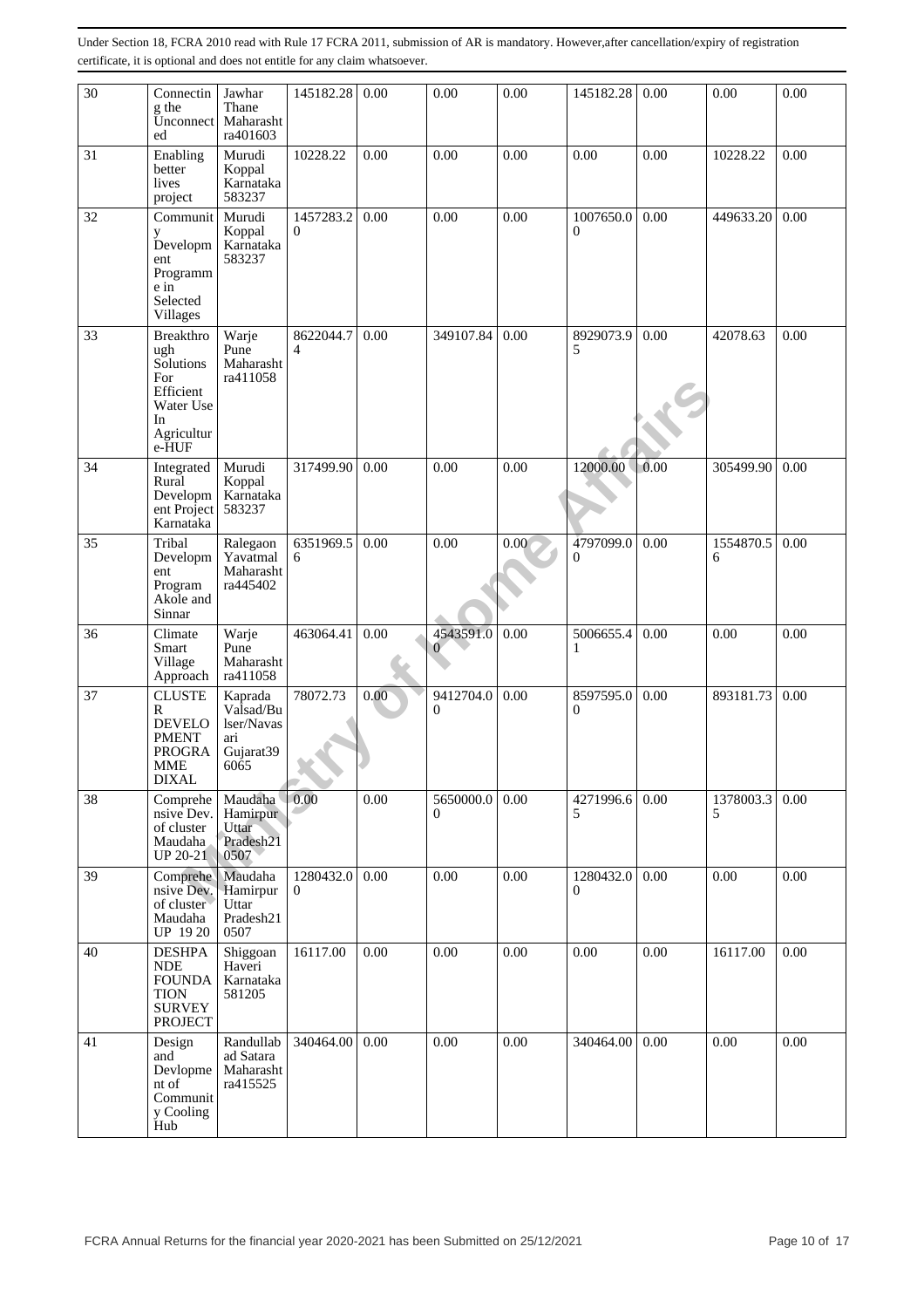Under Section 18, FCRA 2010 read with Rule 17 FCRA 2011, submission of AR is mandatory. However,after cancellation/expiry of registration certificate, it is optional and does not entitle for any claim whatsoever.

| 30 | Connecting the Unconnected | Jawhar Thane Maharashtra401603 | 145182.28 | 0.00 | 0.00 | 0.00 | 145182.28 | 0.00 | 0.00 | 0.00 |
|---|---|---|---|---|---|---|---|---|---|---|
| 31 | Enabling better lives project | Murudi Koppal Karnataka 583237 | 10228.22 | 0.00 | 0.00 | 0.00 | 0.00 | 0.00 | 10228.22 | 0.00 |
| 32 | Community Development Programme in Selected Villages | Murudi Koppal Karnataka 583237 | 1457283.20 | 0.00 | 0.00 | 0.00 | 1007650.00 | 0.00 | 449633.20 | 0.00 |
| 33 | Breakthrough Solutions For Efficient Water Use In Agriculture-HUF | Warje Pune Maharashtra411058 | 8622044.74 | 0.00 | 349107.84 | 0.00 | 8929073.95 | 0.00 | 42078.63 | 0.00 |
| 34 | Integrated Rural Development Project Karnataka | Murudi Koppal Karnataka 583237 | 317499.90 | 0.00 | 0.00 | 0.00 | 12000.00 | 0.00 | 305499.90 | 0.00 |
| 35 | Tribal Development Program Akole and Sinnar | Ralegaon Yavatmal Maharashtra445402 | 6351969.56 | 0.00 | 0.00 | 0.00 | 4797099.00 | 0.00 | 1554870.56 | 0.00 |
| 36 | Climate Smart Village Approach | Warje Pune Maharashtra411058 | 463064.41 | 0.00 | 4543591.00 | 0.00 | 5006655.41 | 0.00 | 0.00 | 0.00 |
| 37 | CLUSTER DEVELOPMENT PROGRAMME DIXAL | Kaprada Valsad/Bulser/Navasari Gujarat396065 | 78072.73 | 0.00 | 9412704.00 | 0.00 | 8597595.00 | 0.00 | 893181.73 | 0.00 |
| 38 | Comprehensive Dev. of cluster Maudaha UP 20-21 | Maudaha Hamirpur Uttar Pradesh210507 | 0.00 | 0.00 | 5650000.00 | 0.00 | 4271996.65 | 0.00 | 1378003.35 | 0.00 |
| 39 | Comprehensive Dev. of cluster Maudaha UP 19 20 | Maudaha Hamirpur Uttar Pradesh210507 | 1280432.00 | 0.00 | 0.00 | 0.00 | 1280432.00 | 0.00 | 0.00 | 0.00 |
| 40 | DESHPANDE FOUNDATION SURVEY PROJECT | Shiggoan Haveri Karnataka 581205 | 16117.00 | 0.00 | 0.00 | 0.00 | 0.00 | 0.00 | 16117.00 | 0.00 |
| 41 | Design and Devlopment of Community Cooling Hub | Randullabad Satara Maharashtra415525 | 340464.00 | 0.00 | 0.00 | 0.00 | 340464.00 | 0.00 | 0.00 | 0.00 |

FCRA Annual Returns for the financial year 2020-2021 has been Submitted on 25/12/2021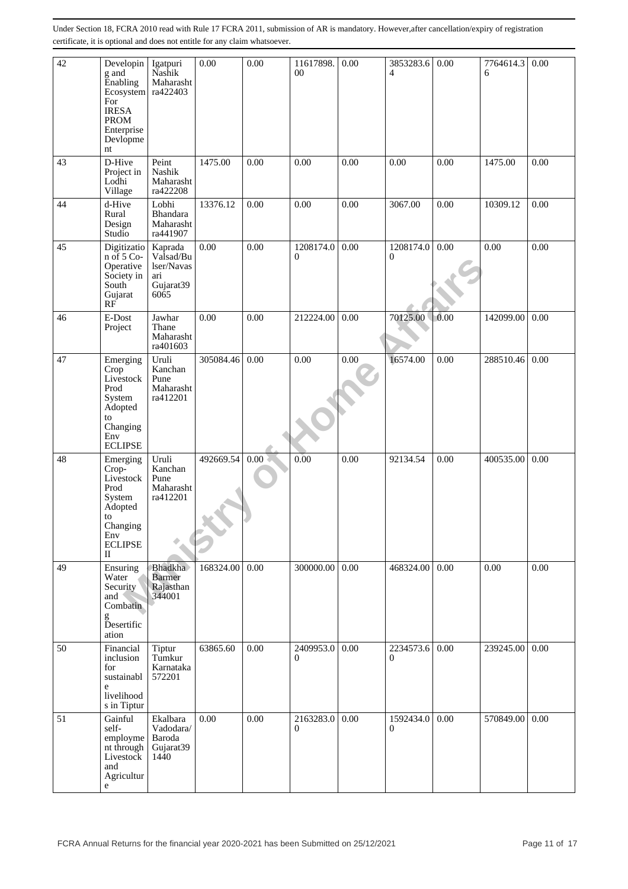Under Section 18, FCRA 2010 read with Rule 17 FCRA 2011, submission of AR is mandatory. However,after cancellation/expiry of registration certificate, it is optional and does not entitle for any claim whatsoever.

| | | | | | | | | | | | |
|---|---|---|---|---|---|---|---|---|---|---|---|
| 42 | Developing and Enabling Ecosystem For IRESA PROM Enterprise Devlopment | Igatpuri Nashik Maharashtra422403 | 0.00 | 0.00 | 11617898.00 | 0.00 | 3853283.64 | 0.00 | 7764614.36 | 0.00 |
| 43 | D-Hive Project in Lodhi Village | Peint Nashik Maharashtra422208 | 1475.00 | 0.00 | 0.00 | 0.00 | 0.00 | 0.00 | 1475.00 | 0.00 |
| 44 | d-Hive Rural Design Studio | Lobhi Bhandara Maharashtra441907 | 13376.12 | 0.00 | 0.00 | 0.00 | 3067.00 | 0.00 | 10309.12 | 0.00 |
| 45 | Digitization of 5 Co-Operative Society in South Gujarat RF | Kaprada Valsad/Bulser/Navasari Gujarat396065 | 0.00 | 0.00 | 1208174.00 | 0.00 | 1208174.00 | 0.00 | 0.00 | 0.00 |
| 46 | E-Dost Project | Jawhar Thane Maharashtra401603 | 0.00 | 0.00 | 212224.00 | 0.00 | 70125.00 | 0.00 | 142099.00 | 0.00 |
| 47 | Emerging Crop Livestock Prod System Adopted to Changing Env ECLIPSE | Uruli Kanchan Pune Maharashtra412201 | 305084.46 | 0.00 | 0.00 | 0.00 | 16574.00 | 0.00 | 288510.46 | 0.00 |
| 48 | Emerging Crop-Livestock Prod System Adopted to Changing Env ECLIPSE II | Uruli Kanchan Pune Maharashtra412201 | 492669.54 | 0.00 | 0.00 | 0.00 | 92134.54 | 0.00 | 400535.00 | 0.00 |
| 49 | Ensuring Water Security and Combating Desertification | Bhadkha Barmer Rajasthan344001 | 168324.00 | 0.00 | 300000.00 | 0.00 | 468324.00 | 0.00 | 0.00 | 0.00 |
| 50 | Financial inclusion for sustainable livelihoods in Tiptur | Tiptur Tumkur Karnataka572201 | 63865.60 | 0.00 | 2409953.00 | 0.00 | 2234573.60 | 0.00 | 239245.00 | 0.00 |
| 51 | Gainful self-employment through Livestock and Agriculture | Ekalbara Vadodara/Baroda Gujarat391440 | 0.00 | 0.00 | 2163283.00 | 0.00 | 1592434.00 | 0.00 | 570849.00 | 0.00 |

FCRA Annual Returns for the financial year 2020-2021 has been Submitted on 25/12/2021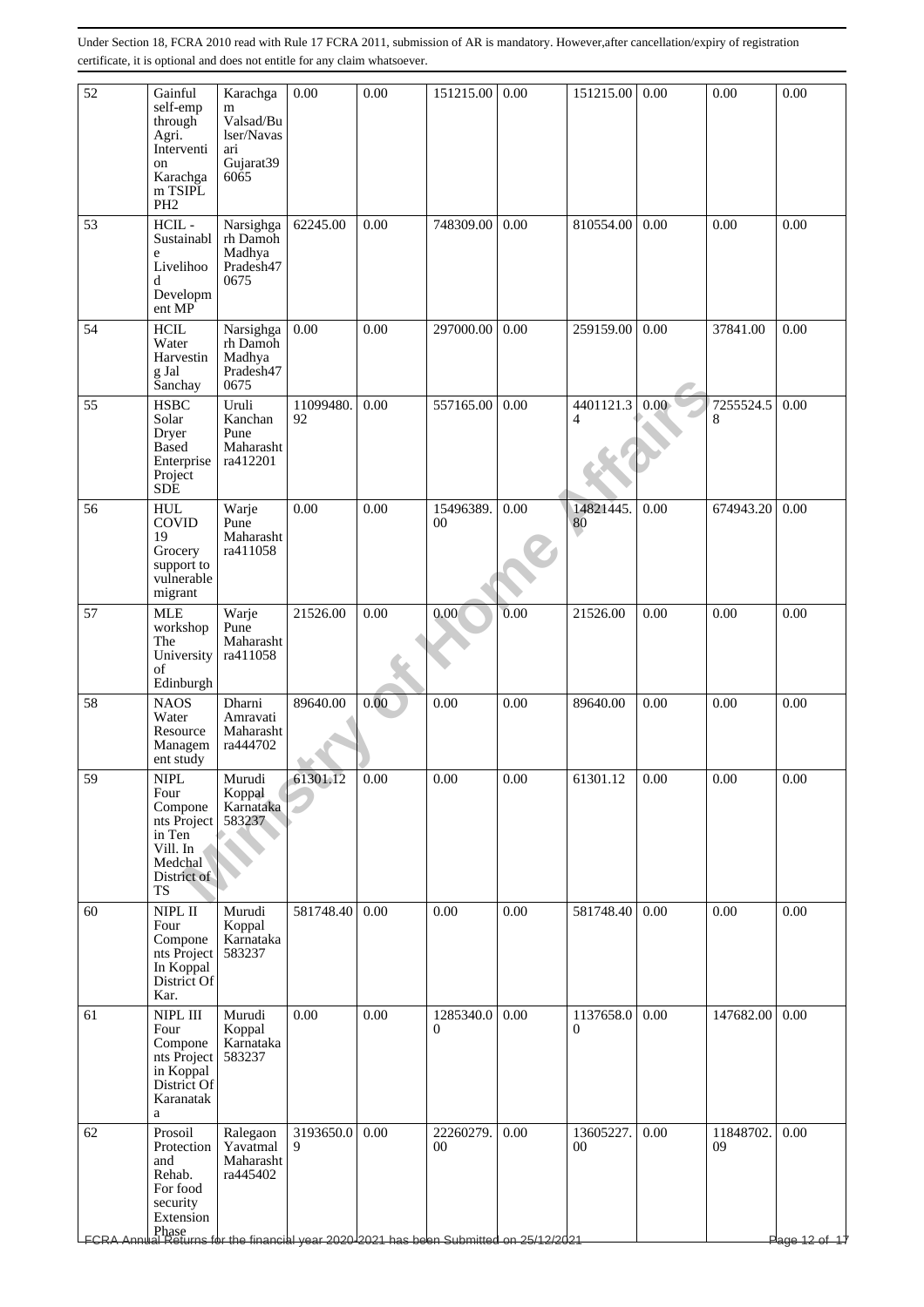Under Section 18, FCRA 2010 read with Rule 17 FCRA 2011, submission of AR is mandatory. However,after cancellation/expiry of registration certificate, it is optional and does not entitle for any claim whatsoever.

| | | | | | | | | | | |
|---|---|---|---|---|---|---|---|---|---|---|
| 52 | Gainful self-emp through Agri. Intervention Karachgam TSIPL PH2 | Karachgam Valsad/Bulser/Navasari Gujarat396065 | 0.00 | 0.00 | 151215.00 | 0.00 | 151215.00 | 0.00 | 0.00 | 0.00 |
| 53 | HCIL - Sustainable Livelihood Development MP | Narsighgarh Damoh Madhya Pradesh470675 | 62245.00 | 0.00 | 748309.00 | 0.00 | 810554.00 | 0.00 | 0.00 | 0.00 |
| 54 | HCIL Water Harvesting Jal Sanchay | Narsighgarh Damoh Madhya Pradesh470675 | 0.00 | 0.00 | 297000.00 | 0.00 | 259159.00 | 0.00 | 37841.00 | 0.00 |
| 55 | HSBC Solar Dryer Based Enterprise Project SDE | Uruli Kanchan Pune Maharashtra412201 | 11099480.92 | 0.00 | 557165.00 | 0.00 | 4401121.34 | 0.00 | 7255524.58 | 0.00 |
| 56 | HUL COVID 19 Grocery support to vulnerable migrant | Warje Pune Maharashtra411058 | 0.00 | 0.00 | 15496389.00 | 0.00 | 14821445.80 | 0.00 | 674943.20 | 0.00 |
| 57 | MLE workshop The University of Edinburgh | Warje Pune Maharashtra411058 | 21526.00 | 0.00 | 0.00 | 0.00 | 21526.00 | 0.00 | 0.00 | 0.00 |
| 58 | NAOS Water Resource Management study | Dharni Amravati Maharashtra444702 | 89640.00 | 0.00 | 0.00 | 0.00 | 89640.00 | 0.00 | 0.00 | 0.00 |
| 59 | NIPL Four Components Project in Ten Vill. In Medchal District of TS | Murudi Koppal Karnataka583237 | 61301.12 | 0.00 | 0.00 | 0.00 | 61301.12 | 0.00 | 0.00 | 0.00 |
| 60 | NIPL II Four Components Project In Koppal District Of Kar. | Murudi Koppal Karnataka583237 | 581748.40 | 0.00 | 0.00 | 0.00 | 581748.40 | 0.00 | 0.00 | 0.00 |
| 61 | NIPL III Four Components Project in Koppal District Of Karanataka | Murudi Koppal Karnataka583237 | 0.00 | 0.00 | 1285340.00 | 0.00 | 1137658.00 | 0.00 | 147682.00 | 0.00 |
| 62 | Prosoil Protection and Rehab. For food security Extension Phase | Ralegaon Yavatmal Maharashtra445402 | 3193650.09 | 0.00 | 22260279.00 | 0.00 | 13605227.00 | 0.00 | 11848702.09 | 0.00 |

FCRA Annual Returns for the financial year 2020-2021 has been Submitted on 25/12/2021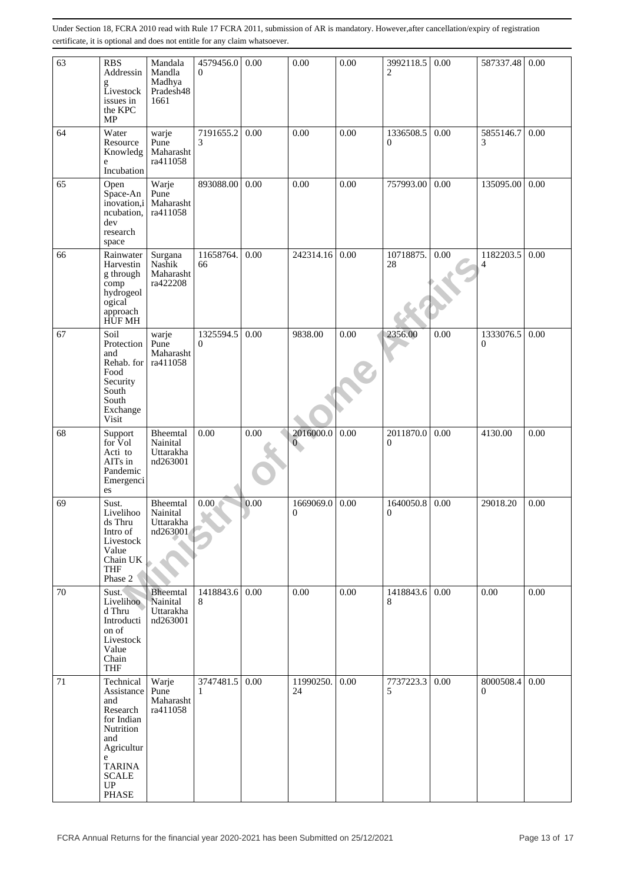Under Section 18, FCRA 2010 read with Rule 17 FCRA 2011, submission of AR is mandatory. However,after cancellation/expiry of registration certificate, it is optional and does not entitle for any claim whatsoever.

| | | | | | | | | | | |
|---|---|---|---|---|---|---|---|---|---|---|
| 63 | RBS Addressing Livestock issues in the KPC MP | Mandala Mandla Madhya Pradesh481661 | 4579456.00 | 0.00 | 0.00 | 0.00 | 3992118.52 | 0.00 | 587337.48 | 0.00 |
| 64 | Water Resource Knowledge Incubation | warje Pune Maharashtra411058 | 7191655.23 | 0.00 | 0.00 | 0.00 | 1336508.50 | 0.00 | 5855146.73 | 0.00 |
| 65 | Open Space-An inovation,incubation, dev research space | Warje Pune Maharashtra411058 | 893088.00 | 0.00 | 0.00 | 0.00 | 757993.00 | 0.00 | 135095.00 | 0.00 |
| 66 | Rainwater Harvesting through comp hydrogeological approach HUF MH | Surgana Nashik Maharashtra422208 | 11658764.66 | 0.00 | 242314.16 | 0.00 | 10718875.28 | 0.00 | 1182203.54 | 0.00 |
| 67 | Soil Protection and Rehab. for Food Security South South Exchange Visit | warje Pune Maharashtra411058 | 1325594.50 | 0.00 | 9838.00 | 0.00 | 2356.00 | 0.00 | 1333076.50 | 0.00 |
| 68 | Support for Vol Acti to AITs in Pandemic Emergencies | Bheemtal Nainital Uttarakhand263001 | 0.00 | 0.00 | 2016000.00 | 0.00 | 2011870.00 | 0.00 | 4130.00 | 0.00 |
| 69 | Sust. Livelihoods Thru Intro of Livestock Value Chain UK THF Phase 2 | Bheemtal Nainital Uttarakhand263001 | 0.00 | 0.00 | 1669069.00 | 0.00 | 1640050.80 | 0.00 | 29018.20 | 0.00 |
| 70 | Sust. Livelihood Thru Introduction of Livestock Value Chain THF | Bheemtal Nainital Uttarakhand263001 | 1418843.68 | 0.00 | 0.00 | 0.00 | 1418843.68 | 0.00 | 0.00 | 0.00 |
| 71 | Technical Assistance and Research for Indian Nutrition and Agriculture TARINA SCALE UP PHASE | Warje Pune Maharashtra411058 | 3747481.51 | 0.00 | 11990250.24 | 0.00 | 7737223.35 | 0.00 | 8000508.40 | 0.00 |

FCRA Annual Returns for the financial year 2020-2021 has been Submitted on 25/12/2021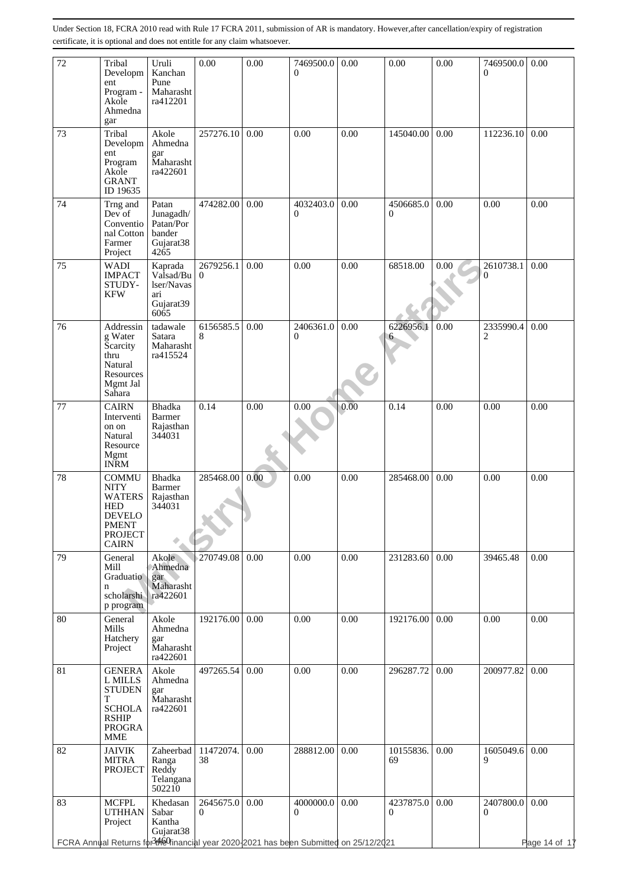Under Section 18, FCRA 2010 read with Rule 17 FCRA 2011, submission of AR is mandatory. However,after cancellation/expiry of registration certificate, it is optional and does not entitle for any claim whatsoever.

| | | | | | | | | | | |
|---|---|---|---|---|---|---|---|---|---|---|
| 72 | Tribal Development Program - Akole Ahmednagar | Uruli Kanchan Pune Maharashtra412201 | 0.00 | 0.00 | 7469500.00 | 0.00 | 0.00 | 0.00 | 7469500.00 | 0.00 |
| 73 | Tribal Development Program Akole GRANT ID 19635 | Akole Ahmednagar Maharashtra422601 | 257276.10 | 0.00 | 0.00 | 0.00 | 145040.00 | 0.00 | 112236.10 | 0.00 |
| 74 | Trng and Dev of Conventional Cotton Farmer Project | Patan Junagadh/ Patan/Porbander Gujarat384265 | 474282.00 | 0.00 | 4032403.00 | 0.00 | 4506685.00 | 0.00 | 0.00 | 0.00 |
| 75 | WADI IMPACT STUDY-KFW | Kaprada Valsad/Bulser/Navasari Gujarat396065 | 2679256.10 | 0.00 | 0.00 | 0.00 | 68518.00 | 0.00 | 2610738.10 | 0.00 |
| 76 | Addressing Water Scarcity thru Natural Resources Mgmt Jal Sahara | tadawale Satara Maharashtra415524 | 6156585.58 | 0.00 | 2406361.00 | 0.00 | 6226956.16 | 0.00 | 2335990.42 | 0.00 |
| 77 | CAIRN Intervention on Natural Resource Mgmt INRM | Bhadka Barmer Rajasthan 344031 | 0.14 | 0.00 | 0.00 | 0.00 | 0.14 | 0.00 | 0.00 | 0.00 |
| 78 | COMMUNITY WATERSHED DEVELOPMENT PROJECT CAIRN | Bhadka Barmer Rajasthan 344031 | 285468.00 | 0.00 | 0.00 | 0.00 | 285468.00 | 0.00 | 0.00 | 0.00 |
| 79 | General Mill Graduation scholarship program | Akole Ahmednagar Maharashtra422601 | 270749.08 | 0.00 | 0.00 | 0.00 | 231283.60 | 0.00 | 39465.48 | 0.00 |
| 80 | General Mills Hatchery Project | Akole Ahmednagar Maharashtra422601 | 192176.00 | 0.00 | 0.00 | 0.00 | 192176.00 | 0.00 | 0.00 | 0.00 |
| 81 | GENERAL MILLS STUDENT SCHOLARSHIP PROGRAMME | Akole Ahmednagar Maharashtra422601 | 497265.54 | 0.00 | 0.00 | 0.00 | 296287.72 | 0.00 | 200977.82 | 0.00 |
| 82 | JAIVIK MITRA PROJECT | Zaheerbad Ranga Reddy Telangana 502210 | 11472074.38 | 0.00 | 288812.00 | 0.00 | 10155836.69 | 0.00 | 1605049.69 | 0.00 |
| 83 | MCFPL UTHHAN Project | Khedasan Sabar Kantha Gujarat383460 | 2645675.00 | 0.00 | 4000000.00 | 0.00 | 4237875.00 | 0.00 | 2407800.00 | 0.00 |

FCRA Annual Returns for the financial year 2020-2021 has been Submitted on 25/12/2021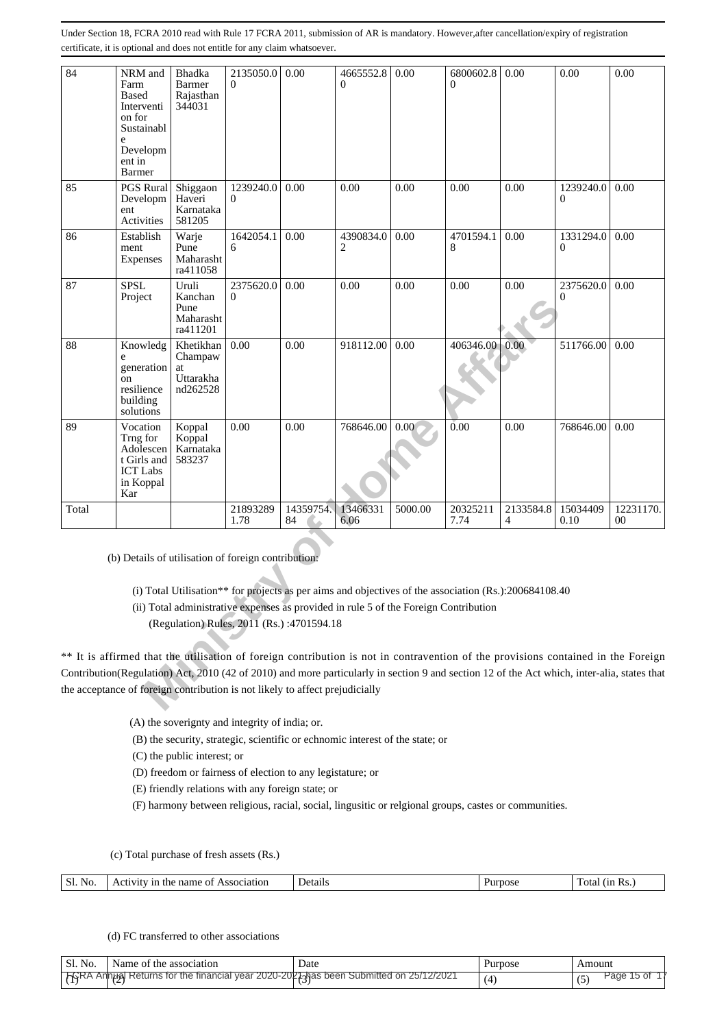Under Section 18, FCRA 2010 read with Rule 17 FCRA 2011, submission of AR is mandatory. However,after cancellation/expiry of registration certificate, it is optional and does not entitle for any claim whatsoever.

| 84 | NRM and Farm Based Intervention for Sustainable Development in Barmer | Bhadka Barmer Rajasthan 344031 | 2135050.00 | 0.00 | 4665552.80 | 0.00 | 6800602.80 | 0.00 | 0.00 | 0.00 |
|---|---|---|---|---|---|---|---|---|---|---|
| 85 | PGS Rural Development Activities | Shiggaon Haveri Karnataka 581205 | 1239240.00 | 0.00 | 0.00 | 0.00 | 0.00 | 0.00 | 1239240.00 | 0.00 |
| 86 | Establishment Expenses | Warje Pune Maharashtra411058 | 1642054.16 | 0.00 | 4390834.02 | 0.00 | 4701594.18 | 0.00 | 1331294.00 | 0.00 |
| 87 | SPSL Project | Uruli Kanchan Pune Maharashtra411201 | 2375620.00 | 0.00 | 0.00 | 0.00 | 0.00 | 0.00 | 2375620.00 | 0.00 |
| 88 | Knowledge generation on resilience building solutions | Khetikhan Champawat Uttarakhand262528 | 0.00 | 0.00 | 918112.00 | 0.00 | 406346.00 | 0.00 | 511766.00 | 0.00 |
| 89 | Vocation Trng for Adolescent Girls and ICT Labs in Koppal Kar | Koppal Koppal Karnataka 583237 | 0.00 | 0.00 | 768646.00 | 0.00 | 0.00 | 0.00 | 768646.00 | 0.00 |
| Total | | | 218932891.78 | 14359754.84 | 134663316.06 | 5000.00 | 203252117.74 | 2133584.84 | 150344090.10 | 12231170.00 |

(b) Details of utilisation of foreign contribution:

(i) Total Utilisation** for projects as per aims and objectives of the association (Rs.):200684108.40

(ii) Total administrative expenses as provided in rule 5 of the Foreign Contribution (Regulation) Rules, 2011 (Rs.) :4701594.18

** It is affirmed that the utilisation of foreign contribution is not in contravention of the provisions contained in the Foreign Contribution(Regulation) Act, 2010 (42 of 2010) and more particularly in section 9 and section 12 of the Act which, inter-alia, states that the acceptance of foreign contribution is not likely to affect prejudicially

(A) the soverignty and integrity of india; or.

(B) the security, strategic, scientific or echnomic interest of the state; or

(C) the public interest; or

(D) freedom or fairness of election to any legistature; or

(E) friendly relations with any foreign state; or

(F) harmony between religious, racial, social, lingusitic or relgional groups, castes or communities.

(c) Total purchase of fresh assets (Rs.)

| Sl. No. | Activity in the name of Association | Details | Purpose | Total (in Rs.) |
|---|---|---|---|---|

(d) FC transferred to other associations

| Sl. No. | Name of the association | Date | Purpose | Amount |
|---|---|---|---|---|
| (1) | (2) | (3) | (4) | (5) |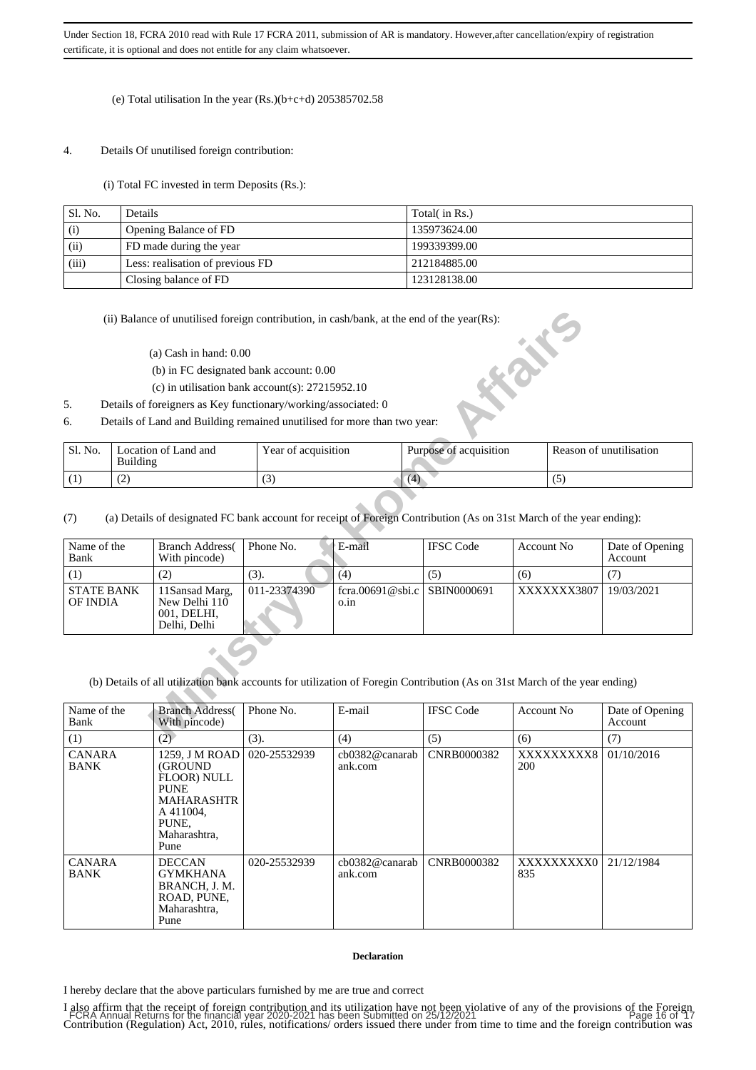Under Section 18, FCRA 2010 read with Rule 17 FCRA 2011, submission of AR is mandatory. However,after cancellation/expiry of registration certificate, it is optional and does not entitle for any claim whatsoever.

(e) Total utilisation In the year (Rs.)(b+c+d) 205385702.58

4. Details Of unutilised foreign contribution:

(i) Total FC invested in term Deposits (Rs.):

| Sl. No. | Details | Total( in Rs.) |
|---|---|---|
| (i) | Opening Balance of FD | 135973624.00 |
| (ii) | FD made during the year | 199339399.00 |
| (iii) | Less: realisation of previous FD | 212184885.00 |
| | Closing balance of FD | 123128138.00 |

(ii) Balance of unutilised foreign contribution, in cash/bank, at the end of the year(Rs):

(a) Cash in hand: 0.00

(b) in FC designated bank account: 0.00

(c) in utilisation bank account(s): 27215952.10

5. Details of foreigners as Key functionary/working/associated: 0

6. Details of Land and Building remained unutilised for more than two year:

| Sl. No. | Location of Land and Building | Year of acquisition | Purpose of acquisition | Reason of unutilisation |
|---|---|---|---|---|
| (1) | (2) | (3) | (4) | (5) |

(7) (a) Details of designated FC bank account for receipt of Foreign Contribution (As on 31st March of the year ending):

| Name of the Bank | Branch Address( With pincode) | Phone No. | E-mail | IFSC Code | Account No | Date of Opening Account |
|---|---|---|---|---|---|---|
| (1) | (2) | (3). | (4) | (5) | (6) | (7) |
| STATE BANK OF INDIA | 11Sansad Marg, New Delhi 110 001, DELHI, Delhi, Delhi | 011-23374390 | fcra.00691@sbi.co.in | SBIN0000691 | XXXXXXX3807 | 19/03/2021 |

(b) Details of all utilization bank accounts for utilization of Foregin Contribution (As on 31st March of the year ending)

| Name of the Bank | Branch Address( With pincode) | Phone No. | E-mail | IFSC Code | Account No | Date of Opening Account |
|---|---|---|---|---|---|---|
| (1) | (2) | (3). | (4) | (5) | (6) | (7) |
| CANARA BANK | 1259, J M ROAD (GROUND FLOOR) NULL PUNE MAHARASHTRA 411004, PUNE, Maharashtra, Pune | 020-25532939 | cb0382@canarabank.com | CNRB0000382 | XXXXXXXXX8200 | 01/10/2016 |
| CANARA BANK | DECCAN GYMKHANA BRANCH, J. M. ROAD, PUNE, Maharashtra, Pune | 020-25532939 | cb0382@canarabank.com | CNRB0000382 | XXXXXXXXX0835 | 21/12/1984 |

**Declaration**

I hereby declare that the above particulars furnished by me are true and correct

I also affirm that the receipt of foreign contribution and its utilization have not been violative of any of the provisions of the Foreign Contribution (Regulation) Act, 2010, rules, notifications/ orders issued there under from time to time and the foreign contribution was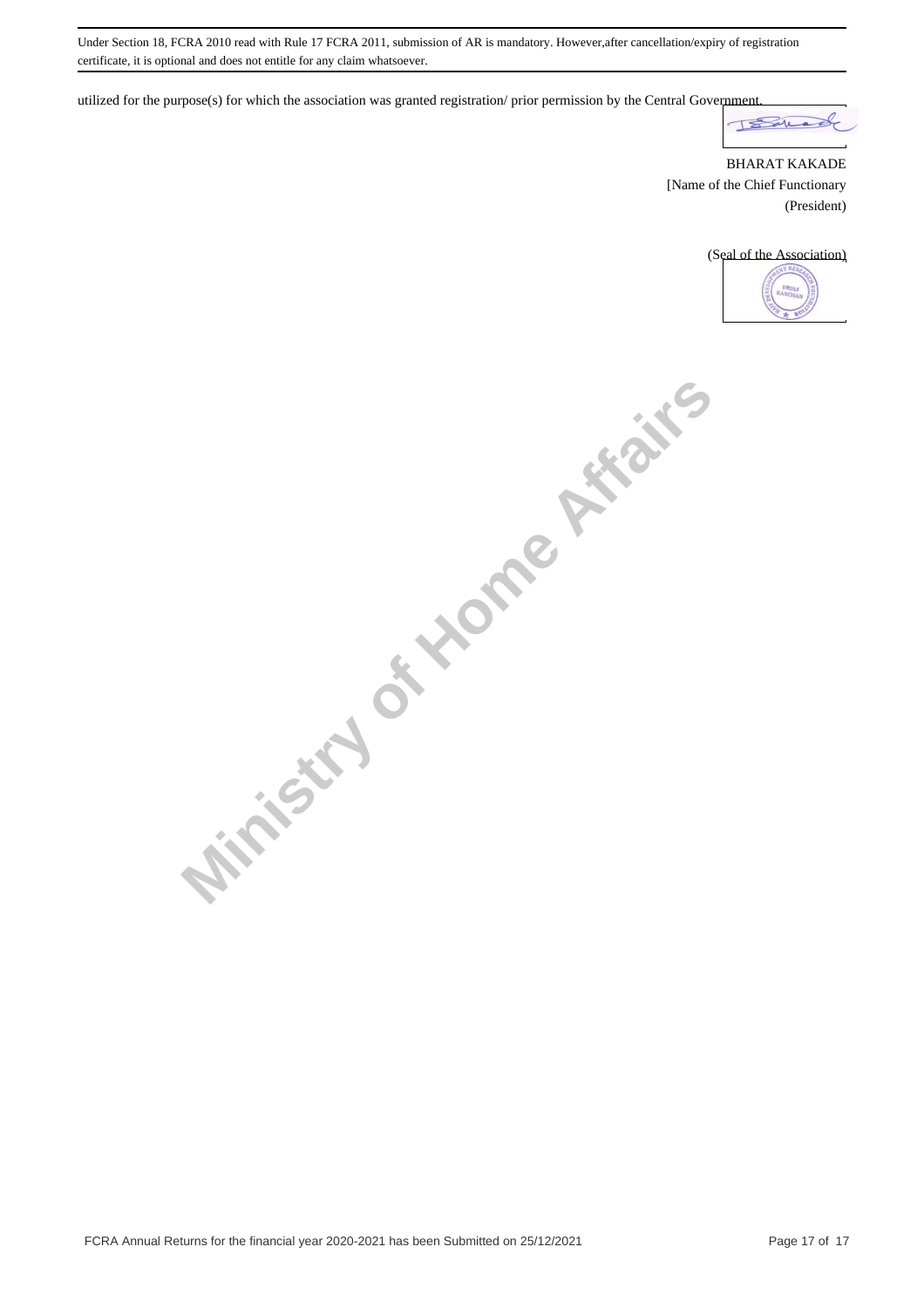utilized for the purpose(s) for which the association was granted registration/ prior permission by the Central Government.

BHARAT KAKADE

[Name of the Chief Functionary

(President)

(Seal of the Association)